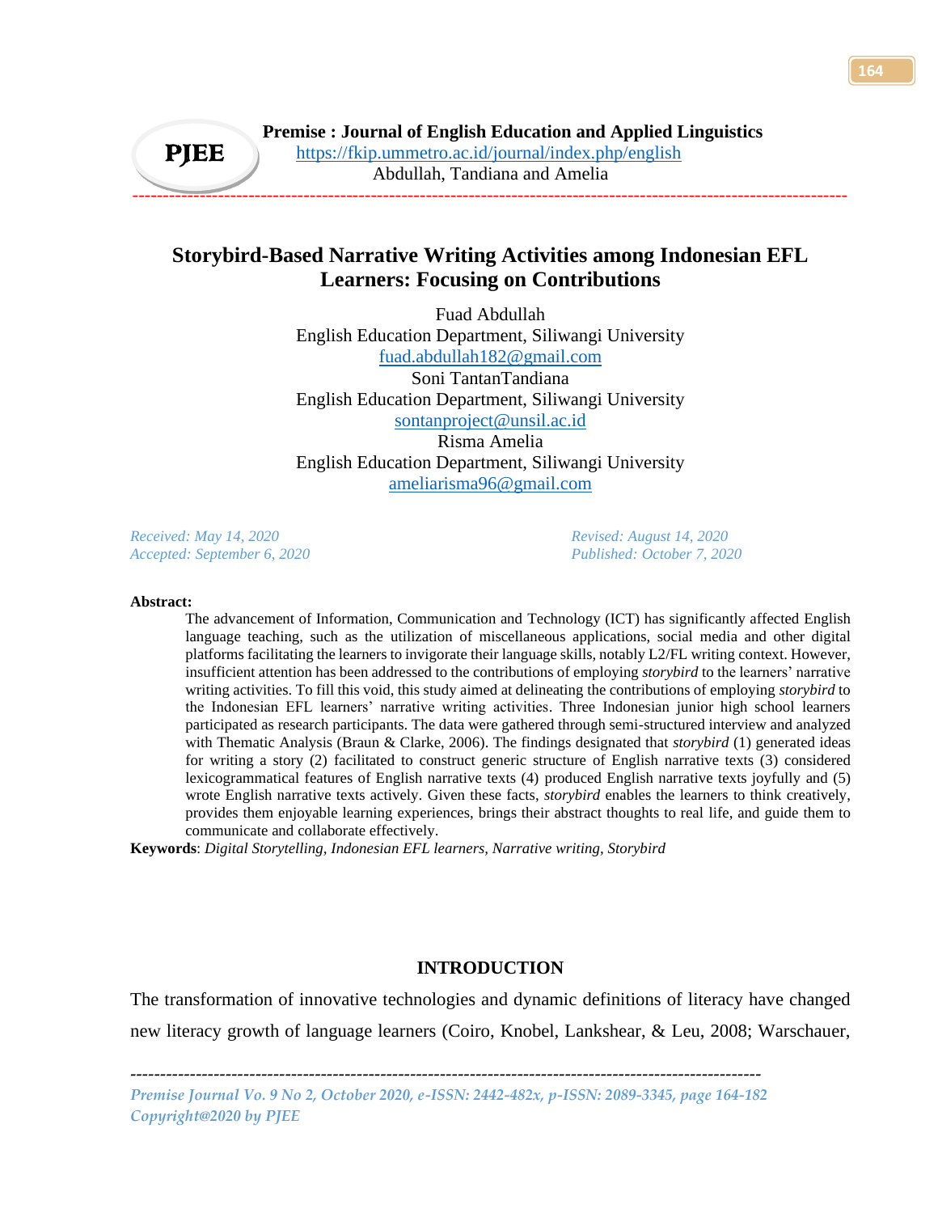# Storybird-Based Narrative Writing Activities among Indonesian EFL Learners: Focusing on Contributions

Fuad Abdullah
English Education Department, Siliwangi University
fuad.abdullah182@gmail.com

Soni TantanTandiana
English Education Department, Siliwangi University
sontanproject@unsil.ac.id

Risma Amelia
English Education Department, Siliwangi University
ameliarisma96@gmail.com

*Received: May 14, 2020* | *Revised: August 14, 2020*
*Accepted: September 6, 2020* | *Published: October 7, 2020*

**Abstract:**

The advancement of Information, Communication and Technology (ICT) has significantly affected English language teaching, such as the utilization of miscellaneous applications, social media and other digital platforms facilitating the learners to invigorate their language skills, notably L2/FL writing context. However, insufficient attention has been addressed to the contributions of employing *storybird* to the learners' narrative writing activities. To fill this void, this study aimed at delineating the contributions of employing *storybird* to the Indonesian EFL learners' narrative writing activities. Three Indonesian junior high school learners participated as research participants. The data were gathered through semi-structured interview and analyzed with Thematic Analysis (Braun & Clarke, 2006). The findings designated that *storybird* (1) generated ideas for writing a story (2) facilitated to construct generic structure of English narrative texts (3) considered lexicogrammatical features of English narrative texts (4) produced English narrative texts joyfully and (5) wrote English narrative texts actively. Given these facts, *storybird* enables the learners to think creatively, provides them enjoyable learning experiences, brings their abstract thoughts to real life, and guide them to communicate and collaborate effectively.

**Keywords**: *Digital Storytelling, Indonesian EFL learners, Narrative writing, Storybird*

## INTRODUCTION

The transformation of innovative technologies and dynamic definitions of literacy have changed new literacy growth of language learners (Coiro, Knobel, Lankshear, & Leu, 2008; Warschauer,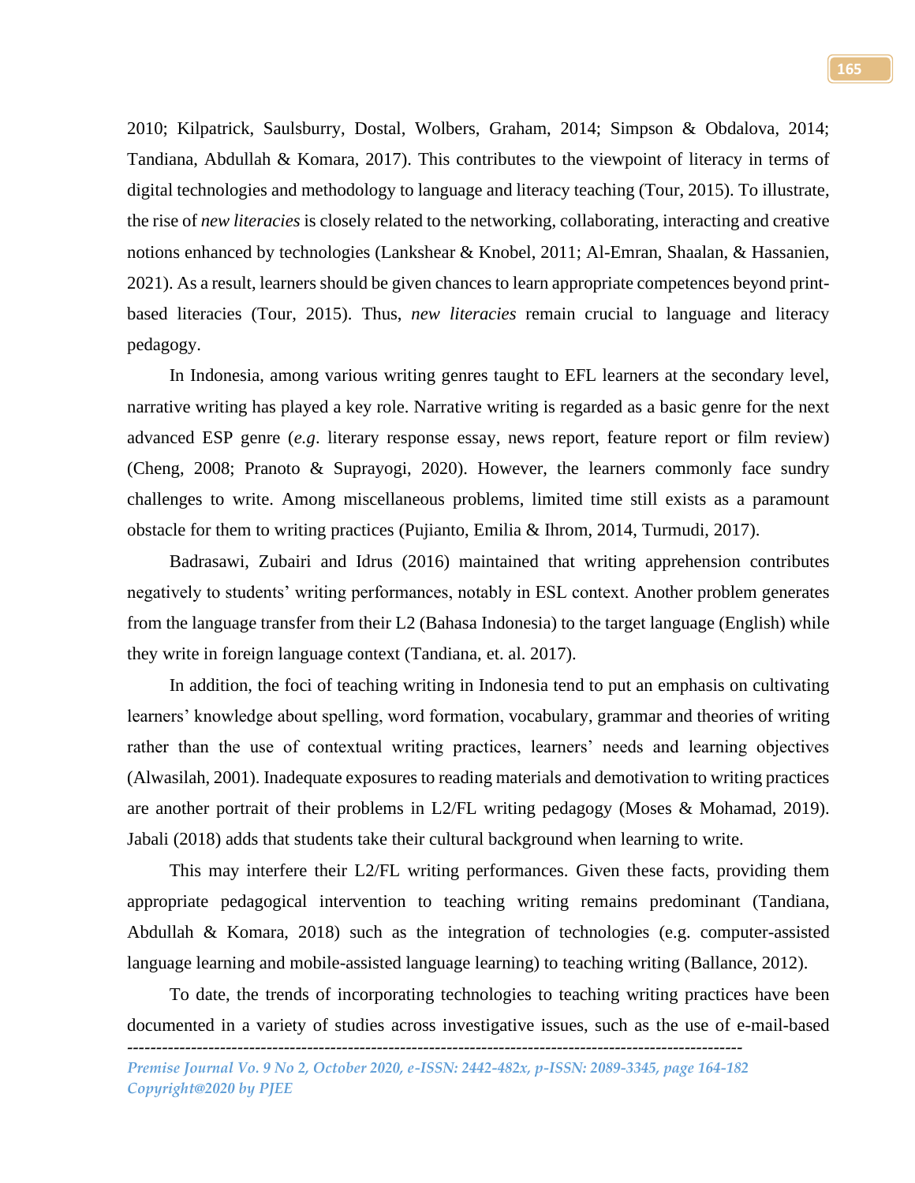2010; Kilpatrick, Saulsburry, Dostal, Wolbers, Graham, 2014; Simpson & Obdalova, 2014; Tandiana, Abdullah & Komara, 2017). This contributes to the viewpoint of literacy in terms of digital technologies and methodology to language and literacy teaching (Tour, 2015). To illustrate, the rise of *new literacies* is closely related to the networking, collaborating, interacting and creative notions enhanced by technologies (Lankshear & Knobel, 2011; Al-Emran, Shaalan, & Hassanien, 2021). As a result, learners should be given chances to learn appropriate competences beyond print-based literacies (Tour, 2015). Thus, *new literacies* remain crucial to language and literacy pedagogy.

In Indonesia, among various writing genres taught to EFL learners at the secondary level, narrative writing has played a key role. Narrative writing is regarded as a basic genre for the next advanced ESP genre (*e.g*. literary response essay, news report, feature report or film review) (Cheng, 2008; Pranoto & Suprayogi, 2020). However, the learners commonly face sundry challenges to write. Among miscellaneous problems, limited time still exists as a paramount obstacle for them to writing practices (Pujianto, Emilia & Ihrom, 2014, Turmudi, 2017).

Badrasawi, Zubairi and Idrus (2016) maintained that writing apprehension contributes negatively to students' writing performances, notably in ESL context. Another problem generates from the language transfer from their L2 (Bahasa Indonesia) to the target language (English) while they write in foreign language context (Tandiana, et. al. 2017).

In addition, the foci of teaching writing in Indonesia tend to put an emphasis on cultivating learners' knowledge about spelling, word formation, vocabulary, grammar and theories of writing rather than the use of contextual writing practices, learners' needs and learning objectives (Alwasilah, 2001). Inadequate exposures to reading materials and demotivation to writing practices are another portrait of their problems in L2/FL writing pedagogy (Moses & Mohamad, 2019). Jabali (2018) adds that students take their cultural background when learning to write.

This may interfere their L2/FL writing performances. Given these facts, providing them appropriate pedagogical intervention to teaching writing remains predominant (Tandiana, Abdullah & Komara, 2018) such as the integration of technologies (e.g. computer-assisted language learning and mobile-assisted language learning) to teaching writing (Ballance, 2012).

To date, the trends of incorporating technologies to teaching writing practices have been documented in a variety of studies across investigative issues, such as the use of e-mail-based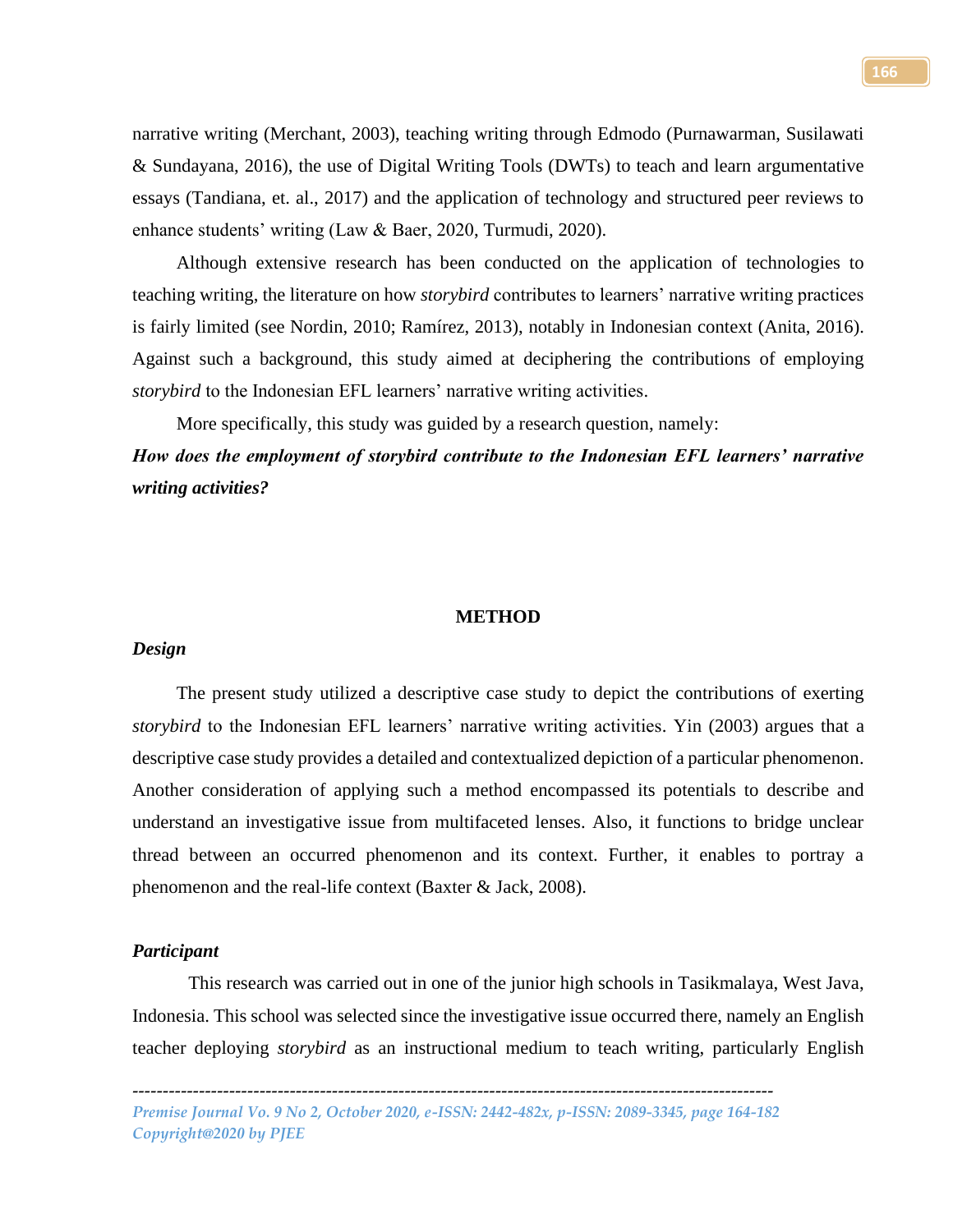narrative writing (Merchant, 2003), teaching writing through Edmodo (Purnawarman, Susilawati & Sundayana, 2016), the use of Digital Writing Tools (DWTs) to teach and learn argumentative essays (Tandiana, et. al., 2017) and the application of technology and structured peer reviews to enhance students' writing (Law & Baer, 2020, Turmudi, 2020).

Although extensive research has been conducted on the application of technologies to teaching writing, the literature on how *storybird* contributes to learners' narrative writing practices is fairly limited (see Nordin, 2010; Ramírez, 2013), notably in Indonesian context (Anita, 2016). Against such a background, this study aimed at deciphering the contributions of employing *storybird* to the Indonesian EFL learners' narrative writing activities.

More specifically, this study was guided by a research question, namely:

***How does the employment of storybird contribute to the Indonesian EFL learners' narrative writing activities?***

## METHOD

### *Design*

The present study utilized a descriptive case study to depict the contributions of exerting *storybird* to the Indonesian EFL learners' narrative writing activities. Yin (2003) argues that a descriptive case study provides a detailed and contextualized depiction of a particular phenomenon. Another consideration of applying such a method encompassed its potentials to describe and understand an investigative issue from multifaceted lenses. Also, it functions to bridge unclear thread between an occurred phenomenon and its context. Further, it enables to portray a phenomenon and the real-life context (Baxter & Jack, 2008).

### *Participant*

This research was carried out in one of the junior high schools in Tasikmalaya, West Java, Indonesia. This school was selected since the investigative issue occurred there, namely an English teacher deploying *storybird* as an instructional medium to teach writing, particularly English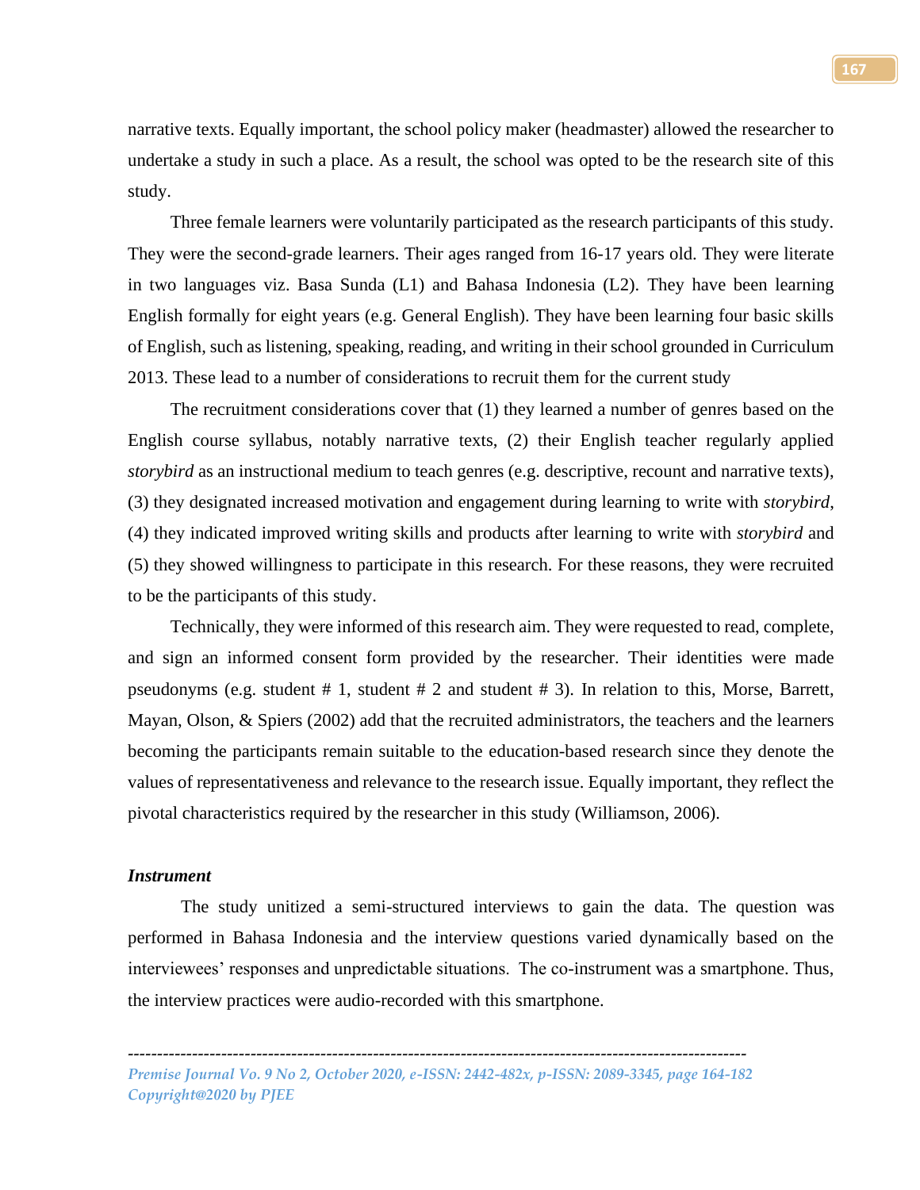narrative texts. Equally important, the school policy maker (headmaster) allowed the researcher to undertake a study in such a place. As a result, the school was opted to be the research site of this study.

Three female learners were voluntarily participated as the research participants of this study. They were the second-grade learners. Their ages ranged from 16-17 years old. They were literate in two languages viz. Basa Sunda (L1) and Bahasa Indonesia (L2). They have been learning English formally for eight years (e.g. General English). They have been learning four basic skills of English, such as listening, speaking, reading, and writing in their school grounded in Curriculum 2013. These lead to a number of considerations to recruit them for the current study

The recruitment considerations cover that (1) they learned a number of genres based on the English course syllabus, notably narrative texts, (2) their English teacher regularly applied *storybird* as an instructional medium to teach genres (e.g. descriptive, recount and narrative texts), (3) they designated increased motivation and engagement during learning to write with *storybird*, (4) they indicated improved writing skills and products after learning to write with *storybird* and (5) they showed willingness to participate in this research. For these reasons, they were recruited to be the participants of this study.

Technically, they were informed of this research aim. They were requested to read, complete, and sign an informed consent form provided by the researcher. Their identities were made pseudonyms (e.g. student # 1, student # 2 and student # 3). In relation to this, Morse, Barrett, Mayan, Olson, & Spiers (2002) add that the recruited administrators, the teachers and the learners becoming the participants remain suitable to the education-based research since they denote the values of representativeness and relevance to the research issue. Equally important, they reflect the pivotal characteristics required by the researcher in this study (Williamson, 2006).

### *Instrument*

The study unitized a semi-structured interviews to gain the data. The question was performed in Bahasa Indonesia and the interview questions varied dynamically based on the interviewees' responses and unpredictable situations. The co-instrument was a smartphone. Thus, the interview practices were audio-recorded with this smartphone.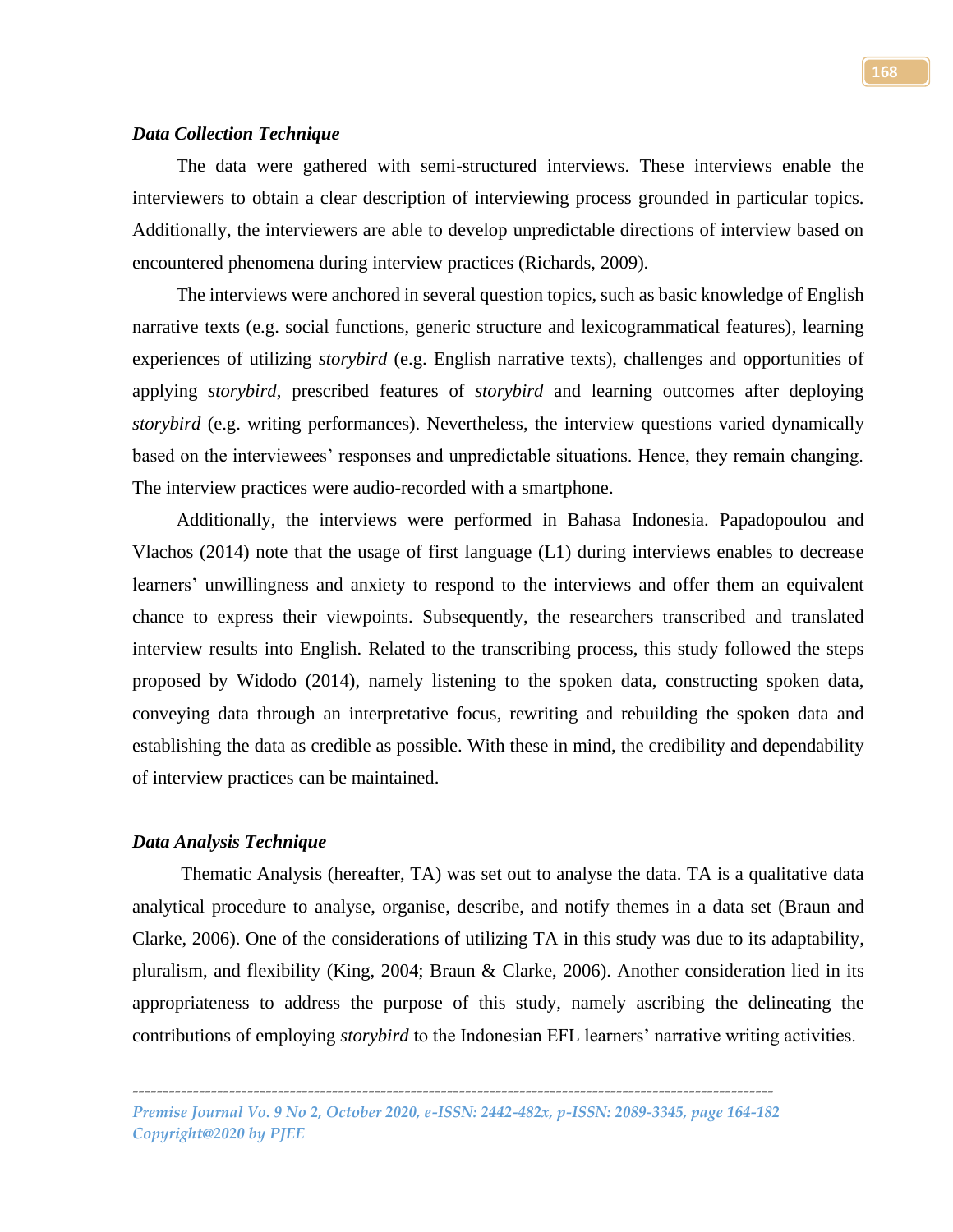### *Data Collection Technique*

The data were gathered with semi-structured interviews. These interviews enable the interviewers to obtain a clear description of interviewing process grounded in particular topics. Additionally, the interviewers are able to develop unpredictable directions of interview based on encountered phenomena during interview practices (Richards, 2009).

The interviews were anchored in several question topics, such as basic knowledge of English narrative texts (e.g. social functions, generic structure and lexicogrammatical features), learning experiences of utilizing *storybird* (e.g. English narrative texts), challenges and opportunities of applying *storybird*, prescribed features of *storybird* and learning outcomes after deploying *storybird* (e.g. writing performances). Nevertheless, the interview questions varied dynamically based on the interviewees' responses and unpredictable situations. Hence, they remain changing. The interview practices were audio-recorded with a smartphone.

Additionally, the interviews were performed in Bahasa Indonesia. Papadopoulou and Vlachos (2014) note that the usage of first language (L1) during interviews enables to decrease learners' unwillingness and anxiety to respond to the interviews and offer them an equivalent chance to express their viewpoints. Subsequently, the researchers transcribed and translated interview results into English. Related to the transcribing process, this study followed the steps proposed by Widodo (2014), namely listening to the spoken data, constructing spoken data, conveying data through an interpretative focus, rewriting and rebuilding the spoken data and establishing the data as credible as possible. With these in mind, the credibility and dependability of interview practices can be maintained.

### *Data Analysis Technique*

Thematic Analysis (hereafter, TA) was set out to analyse the data. TA is a qualitative data analytical procedure to analyse, organise, describe, and notify themes in a data set (Braun and Clarke, 2006). One of the considerations of utilizing TA in this study was due to its adaptability, pluralism, and flexibility (King, 2004; Braun & Clarke, 2006). Another consideration lied in its appropriateness to address the purpose of this study, namely ascribing the delineating the contributions of employing *storybird* to the Indonesian EFL learners' narrative writing activities.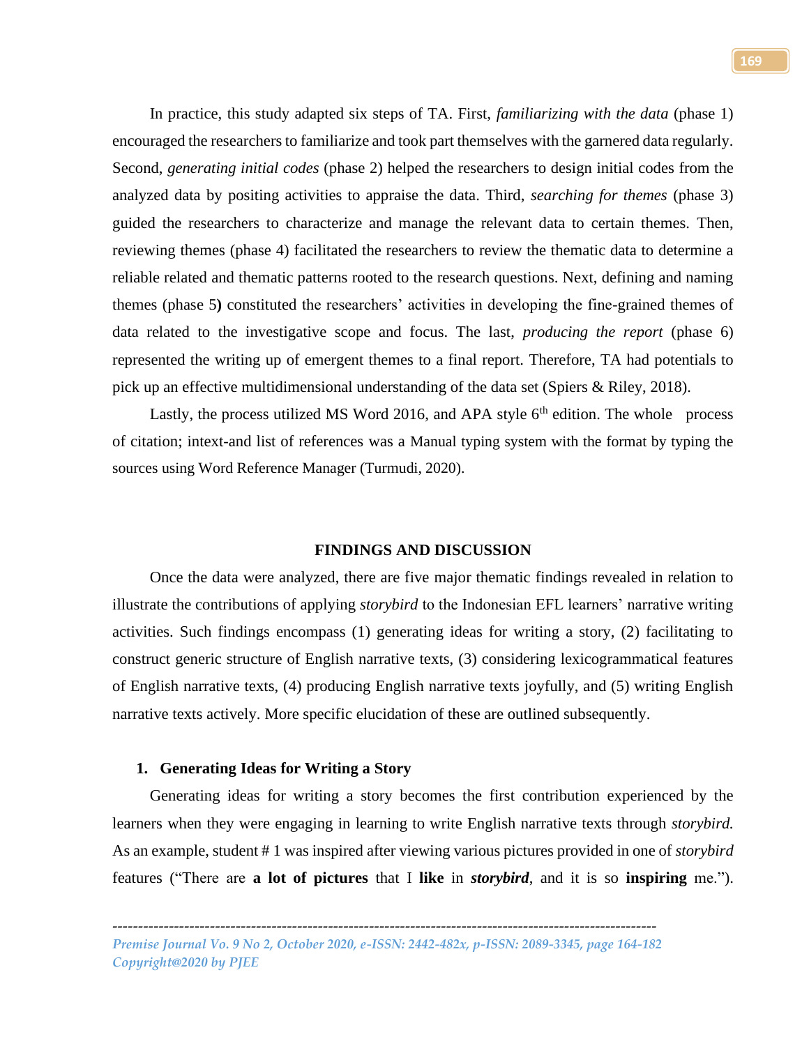In practice, this study adapted six steps of TA. First, *familiarizing with the data* (phase 1) encouraged the researchers to familiarize and took part themselves with the garnered data regularly. Second, *generating initial codes* (phase 2) helped the researchers to design initial codes from the analyzed data by positing activities to appraise the data. Third, *searching for themes* (phase 3) guided the researchers to characterize and manage the relevant data to certain themes. Then, reviewing themes (phase 4) facilitated the researchers to review the thematic data to determine a reliable related and thematic patterns rooted to the research questions. Next, defining and naming themes (phase 5**)** constituted the researchers' activities in developing the fine-grained themes of data related to the investigative scope and focus. The last, *producing the report* (phase 6) represented the writing up of emergent themes to a final report. Therefore, TA had potentials to pick up an effective multidimensional understanding of the data set (Spiers & Riley, 2018).

Lastly, the process utilized MS Word 2016, and APA style 6th edition. The whole process of citation; intext-and list of references was a Manual typing system with the format by typing the sources using Word Reference Manager (Turmudi, 2020).

## FINDINGS AND DISCUSSION

Once the data were analyzed, there are five major thematic findings revealed in relation to illustrate the contributions of applying *storybird* to the Indonesian EFL learners' narrative writing activities. Such findings encompass (1) generating ideas for writing a story, (2) facilitating to construct generic structure of English narrative texts, (3) considering lexicogrammatical features of English narrative texts, (4) producing English narrative texts joyfully, and (5) writing English narrative texts actively. More specific elucidation of these are outlined subsequently.

### 1. Generating Ideas for Writing a Story

Generating ideas for writing a story becomes the first contribution experienced by the learners when they were engaging in learning to write English narrative texts through *storybird.* As an example, student # 1 was inspired after viewing various pictures provided in one of *storybird* features ("There are **a lot of pictures** that I **like** in ***storybird***, and it is so **inspiring** me.").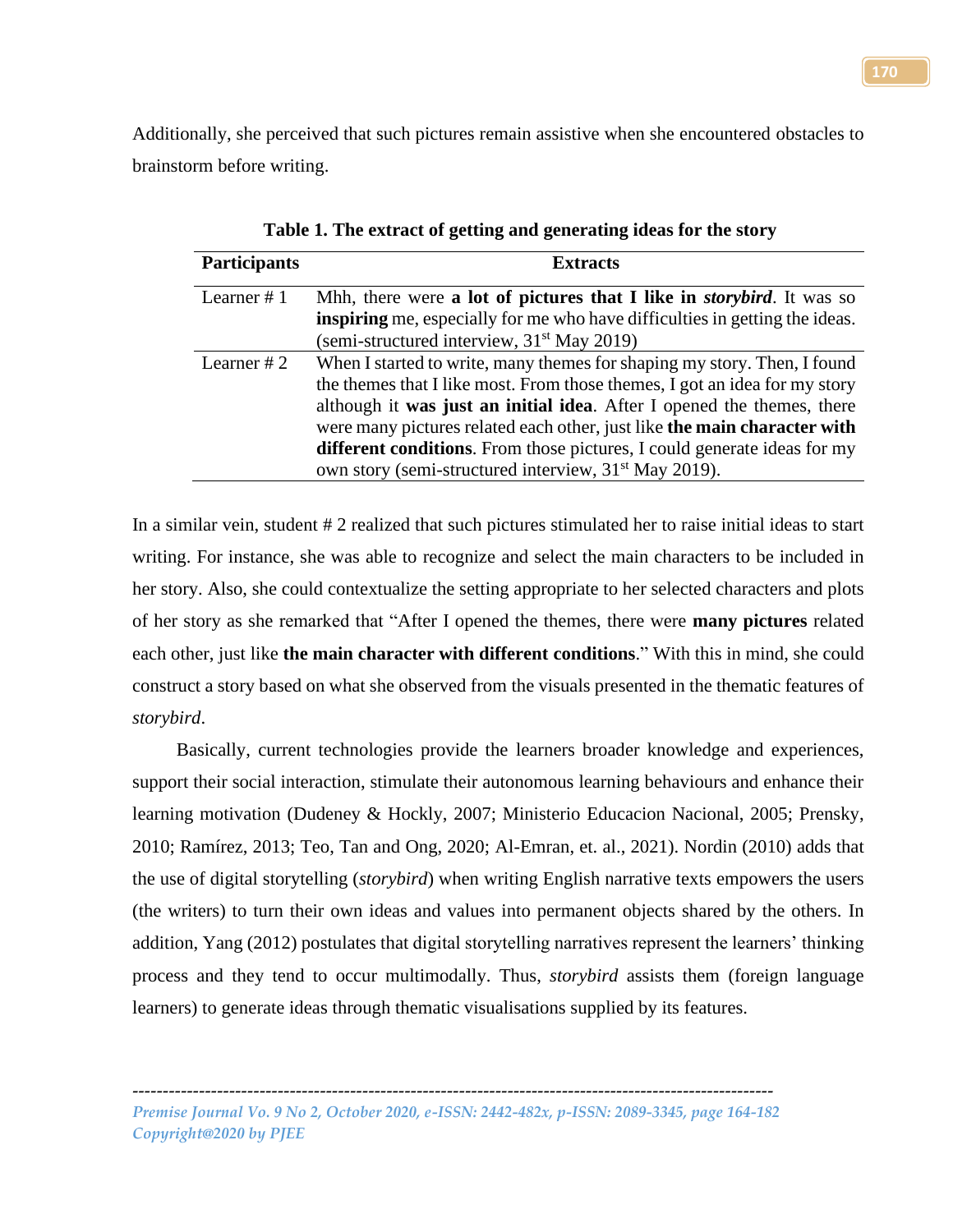Additionally, she perceived that such pictures remain assistive when she encountered obstacles to brainstorm before writing.

**Table 1. The extract of getting and generating ideas for the story**

| Participants | Extracts |
| --- | --- |
| Learner # 1 | Mhh, there were **a lot of pictures that I like in *storybird***. It was so **inspiring** me, especially for me who have difficulties in getting the ideas. (semi-structured interview, 31st May 2019) |
| Learner # 2 | When I started to write, many themes for shaping my story. Then, I found the themes that I like most. From those themes, I got an idea for my story although it **was just an initial idea**. After I opened the themes, there were many pictures related each other, just like **the main character with different conditions**. From those pictures, I could generate ideas for my own story (semi-structured interview, 31st May 2019). |

In a similar vein, student # 2 realized that such pictures stimulated her to raise initial ideas to start writing. For instance, she was able to recognize and select the main characters to be included in her story. Also, she could contextualize the setting appropriate to her selected characters and plots of her story as she remarked that "After I opened the themes, there were **many pictures** related each other, just like **the main character with different conditions**." With this in mind, she could construct a story based on what she observed from the visuals presented in the thematic features of *storybird*.

Basically, current technologies provide the learners broader knowledge and experiences, support their social interaction, stimulate their autonomous learning behaviours and enhance their learning motivation (Dudeney & Hockly, 2007; Ministerio Educacion Nacional, 2005; Prensky, 2010; Ramírez, 2013; Teo, Tan and Ong, 2020; Al-Emran, et. al., 2021). Nordin (2010) adds that the use of digital storytelling (*storybird*) when writing English narrative texts empowers the users (the writers) to turn their own ideas and values into permanent objects shared by the others. In addition, Yang (2012) postulates that digital storytelling narratives represent the learners' thinking process and they tend to occur multimodally. Thus, *storybird* assists them (foreign language learners) to generate ideas through thematic visualisations supplied by its features.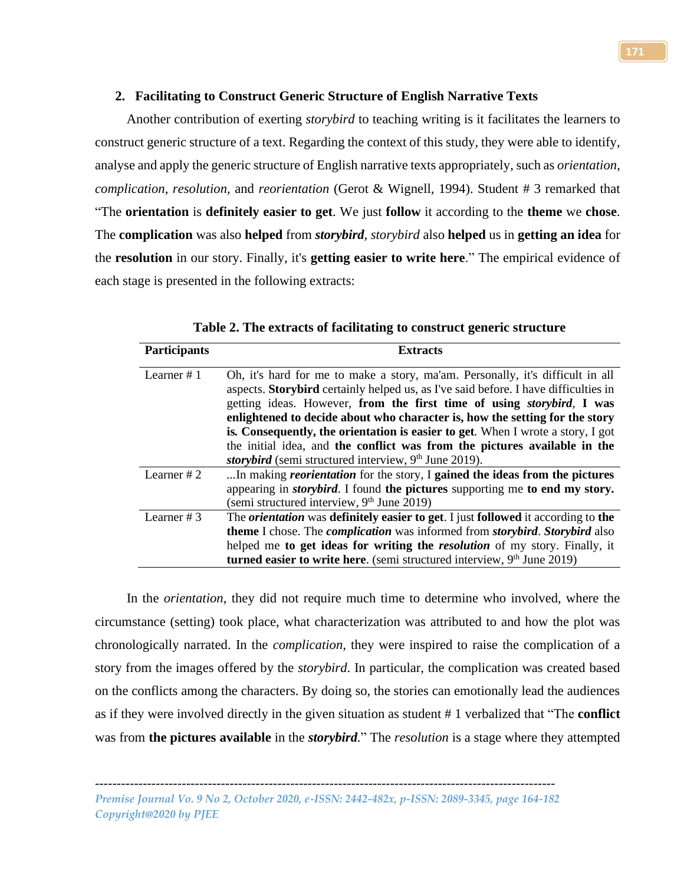## 2. Facilitating to Construct Generic Structure of English Narrative Texts

Another contribution of exerting *storybird* to teaching writing is it facilitates the learners to construct generic structure of a text. Regarding the context of this study, they were able to identify, analyse and apply the generic structure of English narrative texts appropriately, such as *orientation*, *complication*, *resolution,* and *reorientation* (Gerot & Wignell, 1994). Student # 3 remarked that "The **orientation** is **definitely easier to get**. We just **follow** it according to the **theme** we **chose**. The **complication** was also **helped** from ***storybird***, *storybird* also **helped** us in **getting an idea** for the **resolution** in our story. Finally, it's **getting easier to write here**." The empirical evidence of each stage is presented in the following extracts:

**Table 2. The extracts of facilitating to construct generic structure**

| Participants | Extracts |
|---|---|
| Learner # 1 | Oh, it's hard for me to make a story, ma'am. Personally, it's difficult in all aspects. **Storybird** certainly helped us, as I've said before. I have difficulties in getting ideas. However, **from the first time of using *storybird*, I was enlightened to decide about who character is, how the setting for the story is. Consequently, the orientation is easier to get**. When I wrote a story, I got the initial idea, and **the conflict was from the pictures available in the *storybird*** (semi structured interview, 9th June 2019). |
| Learner # 2 | ...In making ***reorientation*** for the story, I **gained the ideas from the pictures** appearing in ***storybird***. I found **the pictures** supporting me **to end my story.** (semi structured interview, 9th June 2019) |
| Learner # 3 | The ***orientation*** was **definitely easier to get**. I just **followed** it according to **the theme** I chose. The ***complication*** was informed from ***storybird***. ***Storybird*** also helped me **to get ideas for writing the *resolution*** of my story. Finally, it **turned easier to write here**. (semi structured interview, 9th June 2019) |

In the *orientation*, they did not require much time to determine who involved, where the circumstance (setting) took place, what characterization was attributed to and how the plot was chronologically narrated. In the *complication*, they were inspired to raise the complication of a story from the images offered by the *storybird*. In particular, the complication was created based on the conflicts among the characters. By doing so, the stories can emotionally lead the audiences as if they were involved directly in the given situation as student # 1 verbalized that "The **conflict** was from **the pictures available** in the ***storybird***." The *resolution* is a stage where they attempted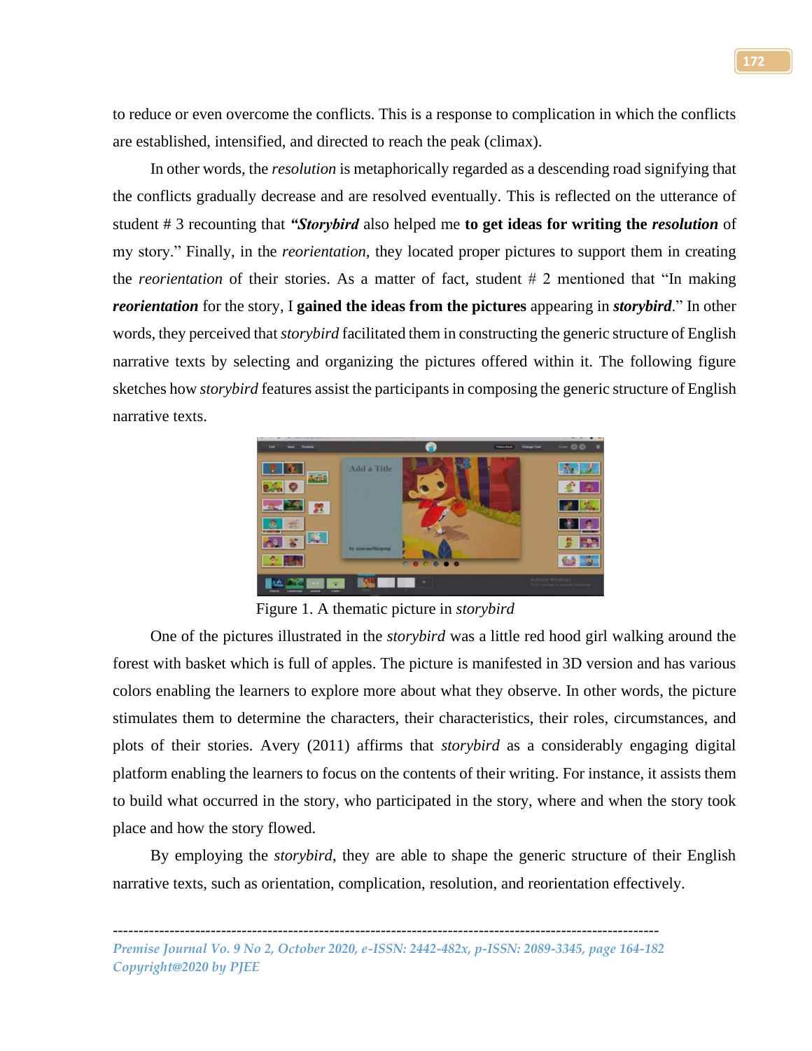to reduce or even overcome the conflicts. This is a response to complication in which the conflicts are established, intensified, and directed to reach the peak (climax).

In other words, the *resolution* is metaphorically regarded as a descending road signifying that the conflicts gradually decrease and are resolved eventually. This is reflected on the utterance of student # 3 recounting that ***"Storybird*** also helped me **to get ideas for writing the *resolution*** of my story." Finally, in the *reorientation,* they located proper pictures to support them in creating the *reorientation* of their stories. As a matter of fact, student # 2 mentioned that "In making ***reorientation*** for the story, I **gained the ideas from the pictures** appearing in ***storybird***." In other words, they perceived that *storybird* facilitated them in constructing the generic structure of English narrative texts by selecting and organizing the pictures offered within it. The following figure sketches how *storybird* features assist the participants in composing the generic structure of English narrative texts.

Figure 1. A thematic picture in *storybird*

One of the pictures illustrated in the *storybird* was a little red hood girl walking around the forest with basket which is full of apples. The picture is manifested in 3D version and has various colors enabling the learners to explore more about what they observe. In other words, the picture stimulates them to determine the characters, their characteristics, their roles, circumstances, and plots of their stories. Avery (2011) affirms that *storybird* as a considerably engaging digital platform enabling the learners to focus on the contents of their writing. For instance, it assists them to build what occurred in the story, who participated in the story, where and when the story took place and how the story flowed.

By employing the *storybird*, they are able to shape the generic structure of their English narrative texts, such as orientation, complication, resolution, and reorientation effectively.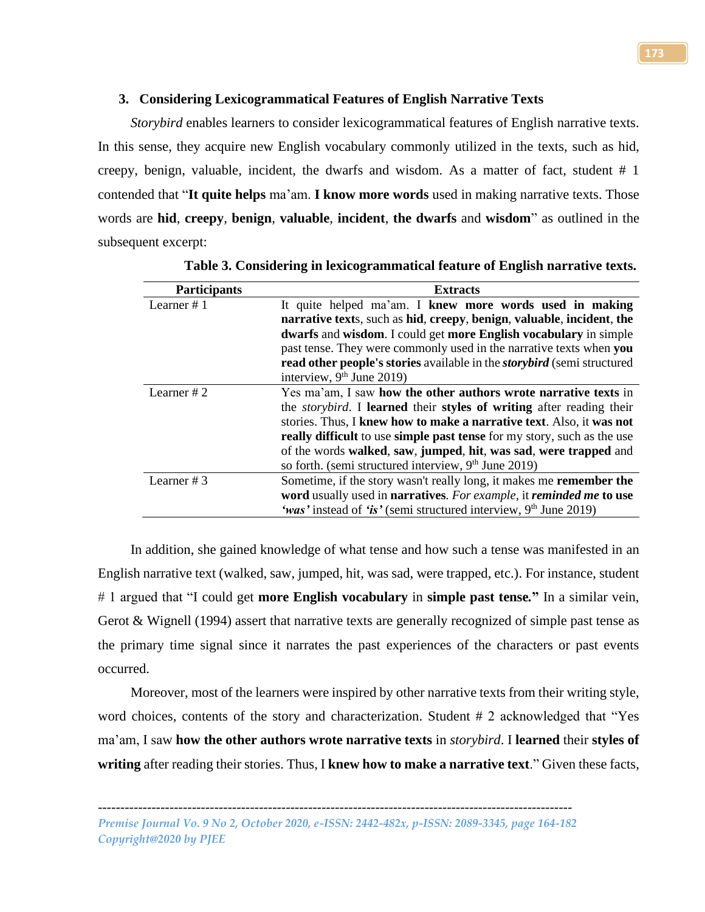### 3. Considering Lexicogrammatical Features of English Narrative Texts

*Storybird* enables learners to consider lexicogrammatical features of English narrative texts. In this sense, they acquire new English vocabulary commonly utilized in the texts, such as hid, creepy, benign, valuable, incident, the dwarfs and wisdom. As a matter of fact, student # 1 contended that "**It quite helps** ma'am. **I know more words** used in making narrative texts. Those words are **hid**, **creepy**, **benign**, **valuable**, **incident**, **the dwarfs** and **wisdom**" as outlined in the subsequent excerpt:

**Table 3. Considering in lexicogrammatical feature of English narrative texts.**

| Participants | Extracts |
|---|---|
| Learner # 1 | It quite helped ma'am. I **knew more words used in making narrative text**s, such as **hid**, **creepy**, **benign**, **valuable**, **incident**, **the dwarfs** and **wisdom**. I could get **more English vocabulary** in simple past tense. They were commonly used in the narrative texts when **you read other people's stories** available in the ***storybird*** (semi structured interview, 9th June 2019) |
| Learner # 2 | Yes ma'am, I saw **how the other authors wrote narrative texts** in the *storybird*. I **learned** their **styles of writing** after reading their stories. Thus, I **knew how to make a narrative text**. Also, it **was not really difficult** to use **simple past tense** for my story, such as the use of the words **walked**, **saw**, **jumped**, **hit**, **was sad**, **were trapped** and so forth. (semi structured interview, 9th June 2019) |
| Learner # 3 | Sometime, if the story wasn't really long, it makes me **remember the word** usually used in **narratives**. *For example*, it ***reminded me*** **to use** ***'was'*** instead of ***'is'*** (semi structured interview, 9th June 2019) |

In addition, she gained knowledge of what tense and how such a tense was manifested in an English narrative text (walked, saw, jumped, hit, was sad, were trapped, etc.). For instance, student # 1 argued that "I could get **more English vocabulary** in **simple past tense."** In a similar vein, Gerot & Wignell (1994) assert that narrative texts are generally recognized of simple past tense as the primary time signal since it narrates the past experiences of the characters or past events occurred.

Moreover, most of the learners were inspired by other narrative texts from their writing style, word choices, contents of the story and characterization. Student # 2 acknowledged that "Yes ma'am, I saw **how the other authors wrote narrative texts** in *storybird*. I **learned** their **styles of writing** after reading their stories. Thus, I **knew how to make a narrative text**." Given these facts,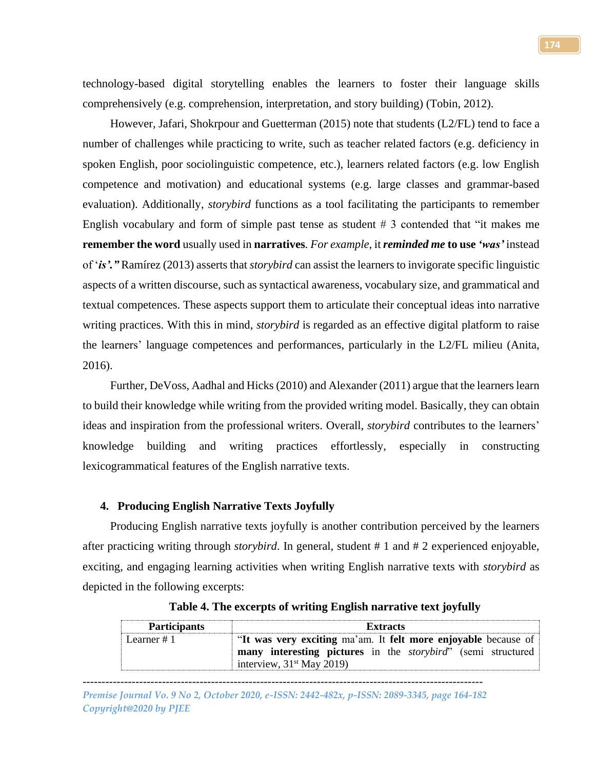technology-based digital storytelling enables the learners to foster their language skills comprehensively (e.g. comprehension, interpretation, and story building) (Tobin, 2012).

However, Jafari, Shokrpour and Guetterman (2015) note that students (L2/FL) tend to face a number of challenges while practicing to write, such as teacher related factors (e.g. deficiency in spoken English, poor sociolinguistic competence, etc.), learners related factors (e.g. low English competence and motivation) and educational systems (e.g. large classes and grammar-based evaluation). Additionally, *storybird* functions as a tool facilitating the participants to remember English vocabulary and form of simple past tense as student # 3 contended that "it makes me **remember the word** usually used in **narratives**. *For example,* it ***reminded me*** **to use *'was'*** instead of '***is'."*** Ramírez (2013) asserts that *storybird* can assist the learners to invigorate specific linguistic aspects of a written discourse, such as syntactical awareness, vocabulary size, and grammatical and textual competences. These aspects support them to articulate their conceptual ideas into narrative writing practices. With this in mind, *storybird* is regarded as an effective digital platform to raise the learners' language competences and performances, particularly in the L2/FL milieu (Anita, 2016).

Further, DeVoss, Aadhal and Hicks (2010) and Alexander (2011) argue that the learners learn to build their knowledge while writing from the provided writing model. Basically, they can obtain ideas and inspiration from the professional writers. Overall, *storybird* contributes to the learners' knowledge building and writing practices effortlessly, especially in constructing lexicogrammatical features of the English narrative texts.

## 4. Producing English Narrative Texts Joyfully

Producing English narrative texts joyfully is another contribution perceived by the learners after practicing writing through *storybird*. In general, student # 1 and # 2 experienced enjoyable, exciting, and engaging learning activities when writing English narrative texts with *storybird* as depicted in the following excerpts:

**Table 4. The excerpts of writing English narrative text joyfully**

| Participants | Extracts |
|---|---|
| Learner # 1 | "**It was very exciting** ma'am. It **felt more enjoyable** because of **many interesting pictures** in the *storybird*" (semi structured interview, 31st May 2019) |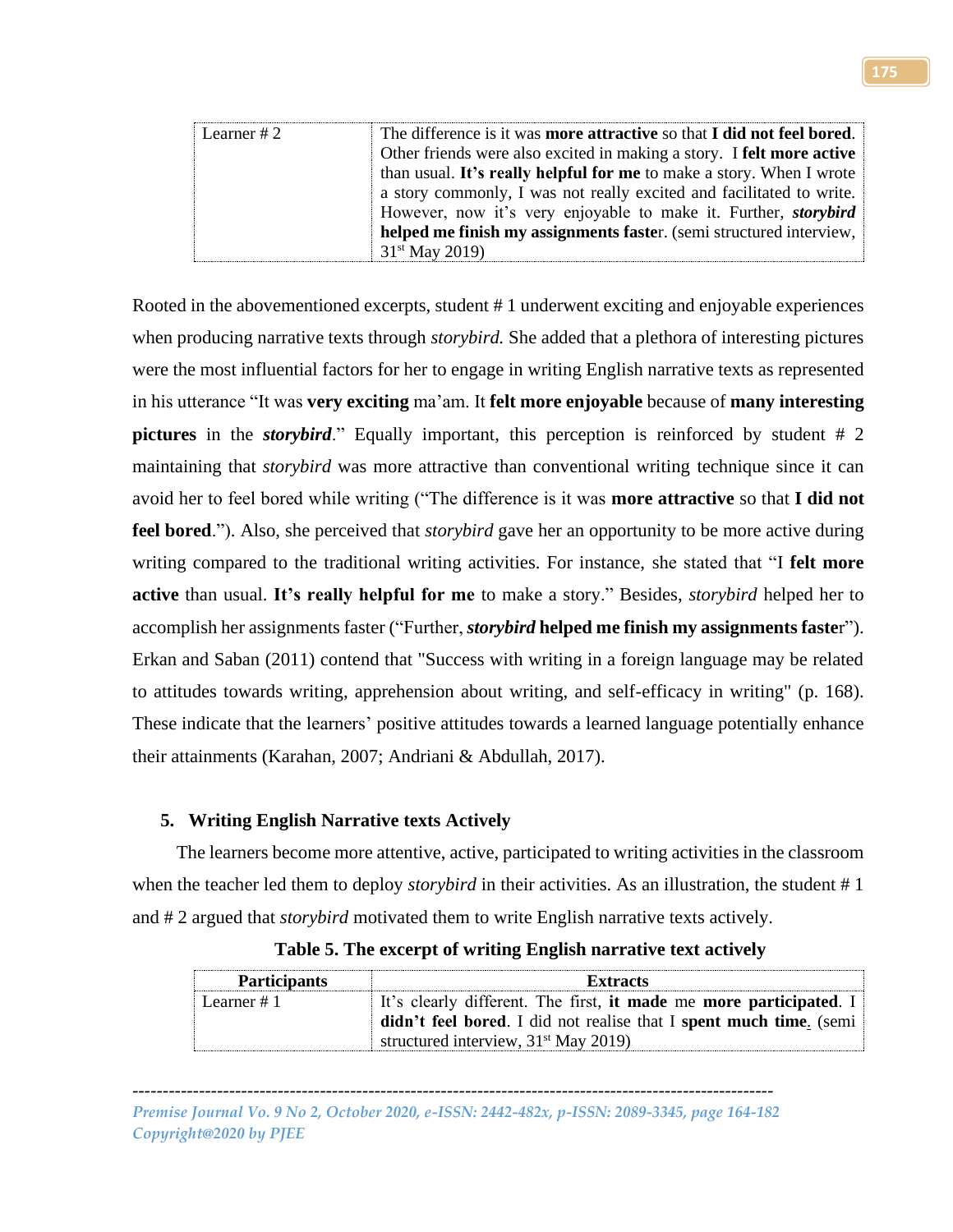| Learner # 2 | The difference is it was **more attractive** so that **I did not feel bored**. Other friends were also excited in making a story. I **felt more active** than usual. **It's really helpful for me** to make a story. When I wrote a story commonly, I was not really excited and facilitated to write. However, now it's very enjoyable to make it. Further, ***storybird* helped me finish my assignments faste**r. (semi structured interview, 31st May 2019) |
|---|---|

Rooted in the abovementioned excerpts, student # 1 underwent exciting and enjoyable experiences when producing narrative texts through *storybird.* She added that a plethora of interesting pictures were the most influential factors for her to engage in writing English narrative texts as represented in his utterance "It was **very exciting** ma'am. It **felt more enjoyable** because of **many interesting pictures** in the ***storybird***." Equally important, this perception is reinforced by student # 2 maintaining that *storybird* was more attractive than conventional writing technique since it can avoid her to feel bored while writing ("The difference is it was **more attractive** so that **I did not feel bored**."). Also, she perceived that *storybird* gave her an opportunity to be more active during writing compared to the traditional writing activities. For instance, she stated that "I **felt more active** than usual. **It's really helpful for me** to make a story." Besides, *storybird* helped her to accomplish her assignments faster ("Further, ***storybird* helped me finish my assignments faste**r"). Erkan and Saban (2011) contend that "Success with writing in a foreign language may be related to attitudes towards writing, apprehension about writing, and self-efficacy in writing" (p. 168). These indicate that the learners' positive attitudes towards a learned language potentially enhance their attainments (Karahan, 2007; Andriani & Abdullah, 2017).

## 5. Writing English Narrative texts Actively

The learners become more attentive, active, participated to writing activities in the classroom when the teacher led them to deploy *storybird* in their activities. As an illustration, the student # 1 and # 2 argued that *storybird* motivated them to write English narrative texts actively.

**Table 5. The excerpt of writing English narrative text actively**

| Participants | Extracts |
|---|---|
| Learner # 1 | It's clearly different. The first, **it made** me **more participated**. I **didn't feel bored**. I did not realise that I **spent much time**. (semi structured interview, 31st May 2019) |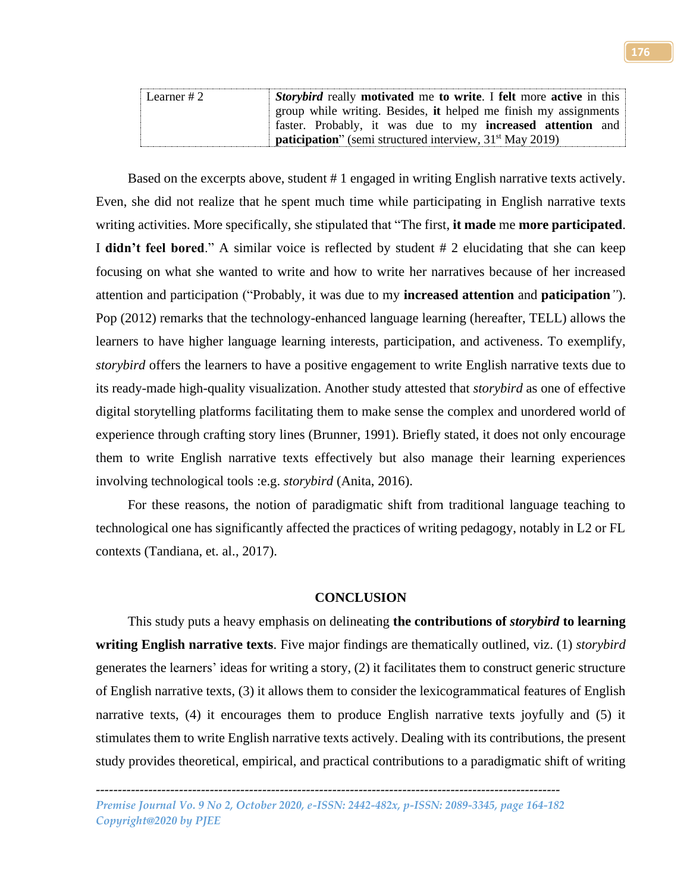| Learner # 2 | ***Storybird*** really **motivated** me **to write**. I **felt** more **active** in this group while writing. Besides, **it** helped me finish my assignments faster. Probably, it was due to my **increased attention** and **paticipation**" (semi structured interview, 31st May 2019) |
|---|---|

Based on the excerpts above, student # 1 engaged in writing English narrative texts actively. Even, she did not realize that he spent much time while participating in English narrative texts writing activities. More specifically, she stipulated that "The first, **it made** me **more participated**. I **didn't feel bored**." A similar voice is reflected by student # 2 elucidating that she can keep focusing on what she wanted to write and how to write her narratives because of her increased attention and participation ("Probably, it was due to my **increased attention** and **paticipation**"). Pop (2012) remarks that the technology-enhanced language learning (hereafter, TELL) allows the learners to have higher language learning interests, participation, and activeness. To exemplify, *storybird* offers the learners to have a positive engagement to write English narrative texts due to its ready-made high-quality visualization. Another study attested that *storybird* as one of effective digital storytelling platforms facilitating them to make sense the complex and unordered world of experience through crafting story lines (Brunner, 1991). Briefly stated, it does not only encourage them to write English narrative texts effectively but also manage their learning experiences involving technological tools :e.g. *storybird* (Anita, 2016).

For these reasons, the notion of paradigmatic shift from traditional language teaching to technological one has significantly affected the practices of writing pedagogy, notably in L2 or FL contexts (Tandiana, et. al., 2017).

## CONCLUSION

This study puts a heavy emphasis on delineating **the contributions of *storybird* to learning writing English narrative texts**. Five major findings are thematically outlined, viz. (1) *storybird* generates the learners' ideas for writing a story, (2) it facilitates them to construct generic structure of English narrative texts, (3) it allows them to consider the lexicogrammatical features of English narrative texts, (4) it encourages them to produce English narrative texts joyfully and (5) it stimulates them to write English narrative texts actively. Dealing with its contributions, the present study provides theoretical, empirical, and practical contributions to a paradigmatic shift of writing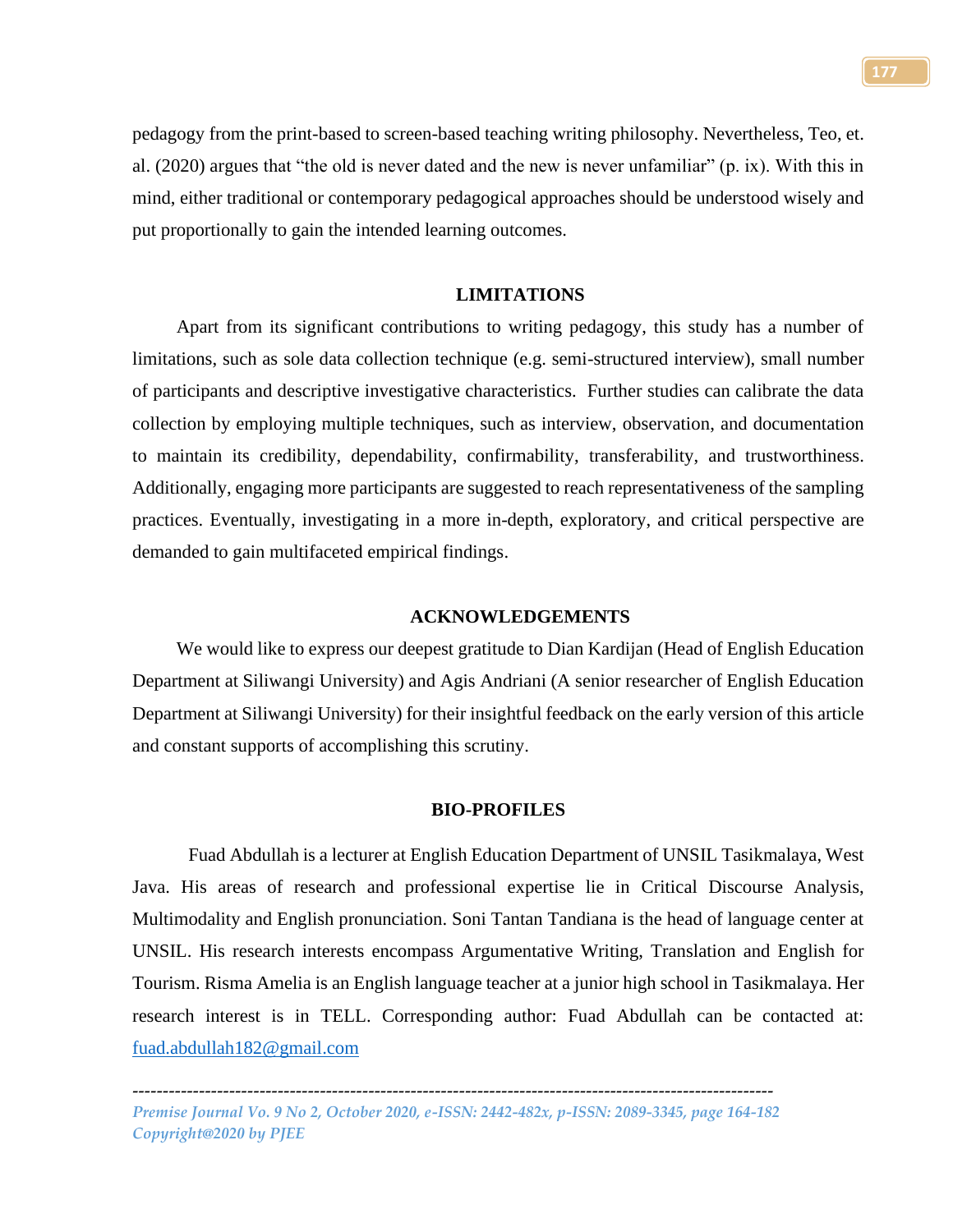pedagogy from the print-based to screen-based teaching writing philosophy. Nevertheless, Teo, et. al. (2020) argues that "the old is never dated and the new is never unfamiliar" (p. ix). With this in mind, either traditional or contemporary pedagogical approaches should be understood wisely and put proportionally to gain the intended learning outcomes.

## LIMITATIONS

Apart from its significant contributions to writing pedagogy, this study has a number of limitations, such as sole data collection technique (e.g. semi-structured interview), small number of participants and descriptive investigative characteristics. Further studies can calibrate the data collection by employing multiple techniques, such as interview, observation, and documentation to maintain its credibility, dependability, confirmability, transferability, and trustworthiness. Additionally, engaging more participants are suggested to reach representativeness of the sampling practices. Eventually, investigating in a more in-depth, exploratory, and critical perspective are demanded to gain multifaceted empirical findings.

## ACKNOWLEDGEMENTS

We would like to express our deepest gratitude to Dian Kardijan (Head of English Education Department at Siliwangi University) and Agis Andriani (A senior researcher of English Education Department at Siliwangi University) for their insightful feedback on the early version of this article and constant supports of accomplishing this scrutiny.

## BIO-PROFILES

Fuad Abdullah is a lecturer at English Education Department of UNSIL Tasikmalaya, West Java. His areas of research and professional expertise lie in Critical Discourse Analysis, Multimodality and English pronunciation. Soni Tantan Tandiana is the head of language center at UNSIL. His research interests encompass Argumentative Writing, Translation and English for Tourism. Risma Amelia is an English language teacher at a junior high school in Tasikmalaya. Her research interest is in TELL. Corresponding author: Fuad Abdullah can be contacted at: fuad.abdullah182@gmail.com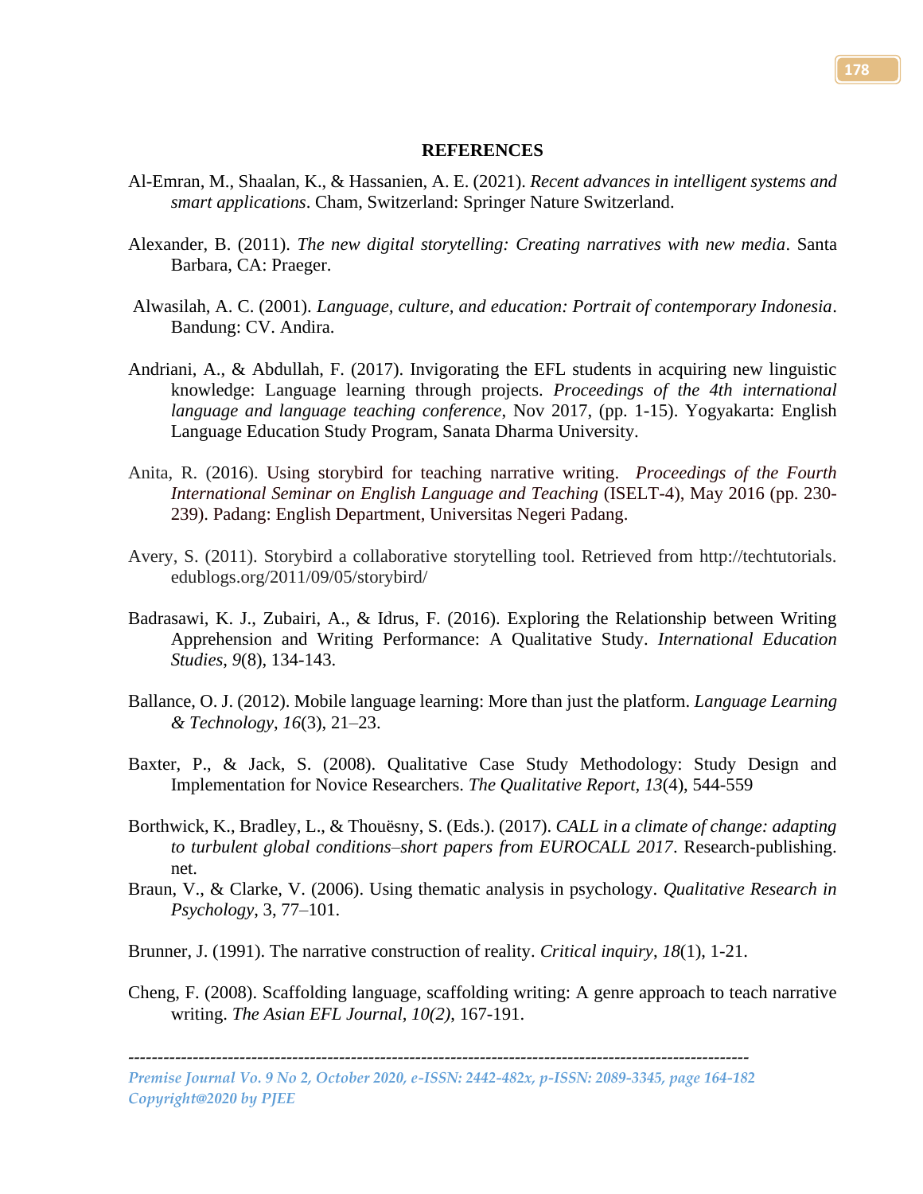## REFERENCES

Al-Emran, M., Shaalan, K., & Hassanien, A. E. (2021). *Recent advances in intelligent systems and smart applications*. Cham, Switzerland: Springer Nature Switzerland.

Alexander, B. (2011). *The new digital storytelling: Creating narratives with new media*. Santa Barbara, CA: Praeger.

Alwasilah, A. C. (2001). *Language, culture, and education: Portrait of contemporary Indonesia*. Bandung: CV. Andira.

Andriani, A., & Abdullah, F. (2017). Invigorating the EFL students in acquiring new linguistic knowledge: Language learning through projects. *Proceedings of the 4th international language and language teaching conference*, Nov 2017, (pp. 1-15). Yogyakarta: English Language Education Study Program, Sanata Dharma University.

Anita, R. (2016). Using storybird for teaching narrative writing. *Proceedings of the Fourth International Seminar on English Language and Teaching* (ISELT-4), May 2016 (pp. 230-239). Padang: English Department, Universitas Negeri Padang.

Avery, S. (2011). Storybird a collaborative storytelling tool. Retrieved from http://techtutorials.edublogs.org/2011/09/05/storybird/

Badrasawi, K. J., Zubairi, A., & Idrus, F. (2016). Exploring the Relationship between Writing Apprehension and Writing Performance: A Qualitative Study. *International Education Studies*, *9*(8), 134-143.

Ballance, O. J. (2012). Mobile language learning: More than just the platform. *Language Learning & Technology*, *16*(3), 21–23.

Baxter, P., & Jack, S. (2008). Qualitative Case Study Methodology: Study Design and Implementation for Novice Researchers. *The Qualitative Report*, *13*(4), 544-559

Borthwick, K., Bradley, L., & Thouësny, S. (Eds.). (2017). *CALL in a climate of change: adapting to turbulent global conditions–short papers from EUROCALL 2017*. Research-publishing.net.

Braun, V., & Clarke, V. (2006). Using thematic analysis in psychology. *Qualitative Research in Psychology*, 3, 77–101.

Brunner, J. (1991). The narrative construction of reality. *Critical inquiry*, *18*(1), 1-21.

Cheng, F. (2008). Scaffolding language, scaffolding writing: A genre approach to teach narrative writing. *The Asian EFL Journal*, *10(2)*, 167-191.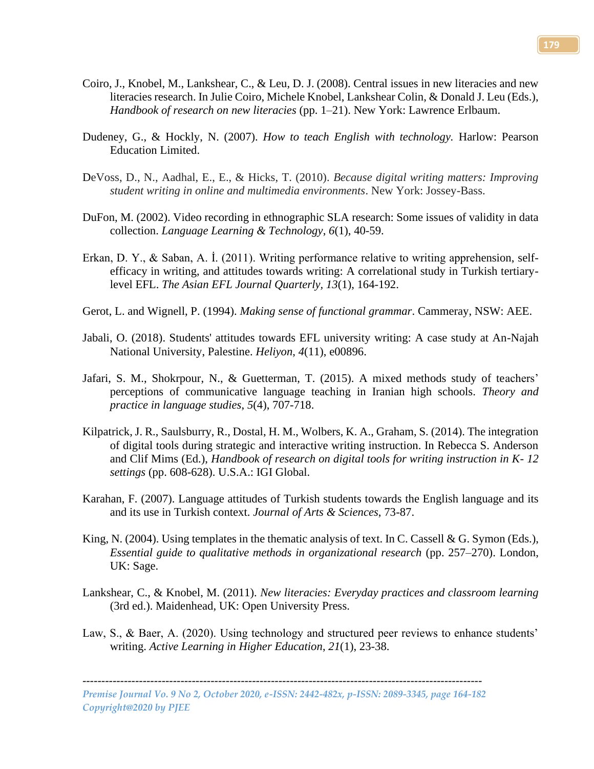Coiro, J., Knobel, M., Lankshear, C., & Leu, D. J. (2008). Central issues in new literacies and new literacies research. In Julie Coiro, Michele Knobel, Lankshear Colin, & Donald J. Leu (Eds.), *Handbook of research on new literacies* (pp. 1–21). New York: Lawrence Erlbaum.

Dudeney, G., & Hockly, N. (2007). *How to teach English with technology.* Harlow: Pearson Education Limited.

DeVoss, D., N., Aadhal, E., E., & Hicks, T. (2010). *Because digital writing matters: Improving student writing in online and multimedia environments*. New York: Jossey-Bass.

DuFon, M. (2002). Video recording in ethnographic SLA research: Some issues of validity in data collection. *Language Learning & Technology*, *6*(1), 40-59.

Erkan, D. Y., & Saban, A. İ. (2011). Writing performance relative to writing apprehension, self-efficacy in writing, and attitudes towards writing: A correlational study in Turkish tertiary-level EFL. *The Asian EFL Journal Quarterly, 13*(1), 164-192.

Gerot, L. and Wignell, P. (1994). *Making sense of functional grammar*. Cammeray, NSW: AEE.

Jabali, O. (2018). Students' attitudes towards EFL university writing: A case study at An-Najah National University, Palestine. *Heliyon*, *4*(11), e00896.

Jafari, S. M., Shokrpour, N., & Guetterman, T. (2015). A mixed methods study of teachers' perceptions of communicative language teaching in Iranian high schools. *Theory and practice in language studies*, *5*(4), 707-718.

Kilpatrick, J. R., Saulsburry, R., Dostal, H. M., Wolbers, K. A., Graham, S. (2014). The integration of digital tools during strategic and interactive writing instruction. In Rebecca S. Anderson and Clif Mims (Ed.), *Handbook of research on digital tools for writing instruction in K- 12 settings* (pp. 608-628). U.S.A.: IGI Global.

Karahan, F. (2007). Language attitudes of Turkish students towards the English language and its and its use in Turkish context. *Journal of Arts & Sciences*, 73-87.

King, N. (2004). Using templates in the thematic analysis of text. In C. Cassell & G. Symon (Eds.), *Essential guide to qualitative methods in organizational research* (pp. 257–270). London, UK: Sage.

Lankshear, C., & Knobel, M. (2011). *New literacies: Everyday practices and classroom learning* (3rd ed.). Maidenhead, UK: Open University Press.

Law, S., & Baer, A. (2020). Using technology and structured peer reviews to enhance students' writing. *Active Learning in Higher Education*, *21*(1), 23-38.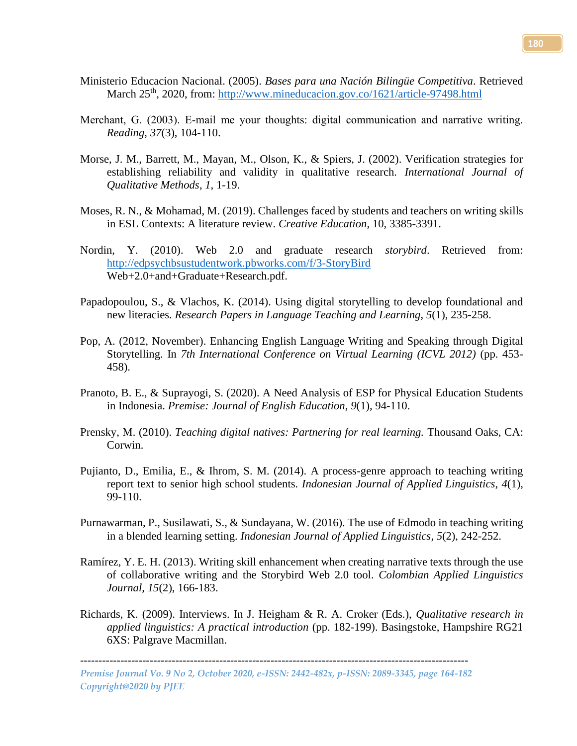Ministerio Educacion Nacional. (2005). *Bases para una Nación Bilingüe Competitiva*. Retrieved March 25th, 2020, from: http://www.mineducacion.gov.co/1621/article-97498.html

Merchant, G. (2003). E-mail me your thoughts: digital communication and narrative writing. *Reading, 37*(3), 104-110.

Morse, J. M., Barrett, M., Mayan, M., Olson, K., & Spiers, J. (2002). Verification strategies for establishing reliability and validity in qualitative research. *International Journal of Qualitative Methods*, *1*, 1-19.

Moses, R. N., & Mohamad, M. (2019). Challenges faced by students and teachers on writing skills in ESL Contexts: A literature review. *Creative Education*, 10, 3385-3391.

Nordin, Y. (2010). Web 2.0 and graduate research *storybird*. Retrieved from: http://edpsychbsustudentwork.pbworks.com/f/3-StoryBird Web+2.0+and+Graduate+Research.pdf.

Papadopoulou, S., & Vlachos, K. (2014). Using digital storytelling to develop foundational and new literacies. *Research Papers in Language Teaching and Learning*, *5*(1), 235-258.

Pop, A. (2012, November). Enhancing English Language Writing and Speaking through Digital Storytelling. In *7th International Conference on Virtual Learning (ICVL 2012)* (pp. 453-458).

Pranoto, B. E., & Suprayogi, S. (2020). A Need Analysis of ESP for Physical Education Students in Indonesia. *Premise: Journal of English Education*, *9*(1), 94-110.

Prensky, M. (2010). *Teaching digital natives: Partnering for real learning.* Thousand Oaks, CA: Corwin.

Pujianto, D., Emilia, E., & Ihrom, S. M. (2014). A process-genre approach to teaching writing report text to senior high school students. *Indonesian Journal of Applied Linguistics*, *4*(1), 99-110.

Purnawarman, P., Susilawati, S., & Sundayana, W. (2016). The use of Edmodo in teaching writing in a blended learning setting. *Indonesian Journal of Applied Linguistics*, *5*(2), 242-252.

Ramírez, Y. E. H. (2013). Writing skill enhancement when creating narrative texts through the use of collaborative writing and the Storybird Web 2.0 tool. *Colombian Applied Linguistics Journal*, *15*(2), 166-183.

Richards, K. (2009). Interviews. In J. Heigham & R. A. Croker (Eds.), *Qualitative research in applied linguistics: A practical introduction* (pp. 182-199). Basingstoke, Hampshire RG21 6XS: Palgrave Macmillan.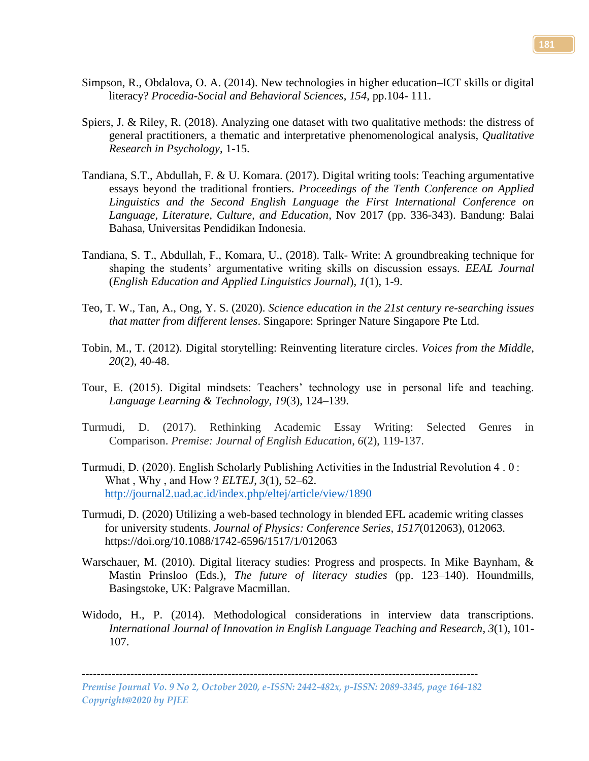Simpson, R., Obdalova, O. A. (2014). New technologies in higher education–ICT skills or digital literacy? *Procedia-Social and Behavioral Sciences*, *154*, pp.104- 111.

Spiers, J. & Riley, R. (2018). Analyzing one dataset with two qualitative methods: the distress of general practitioners, a thematic and interpretative phenomenological analysis, *Qualitative Research in Psychology*, 1-15.

Tandiana, S.T., Abdullah, F. & U. Komara. (2017). Digital writing tools: Teaching argumentative essays beyond the traditional frontiers. *Proceedings of the Tenth Conference on Applied Linguistics and the Second English Language the First International Conference on Language, Literature, Culture, and Education*, Nov 2017 (pp. 336-343). Bandung: Balai Bahasa, Universitas Pendidikan Indonesia.

Tandiana, S. T., Abdullah, F., Komara, U., (2018). Talk- Write: A groundbreaking technique for shaping the students' argumentative writing skills on discussion essays. *EEAL Journal* (*English Education and Applied Linguistics Journal*), *1*(1), 1-9.

Teo, T. W., Tan, A., Ong, Y. S. (2020). *Science education in the 21st century re-searching issues that matter from different lenses*. Singapore: Springer Nature Singapore Pte Ltd.

Tobin, M., T. (2012). Digital storytelling: Reinventing literature circles. *Voices from the Middle*, *20*(2), 40-48.

Tour, E. (2015). Digital mindsets: Teachers' technology use in personal life and teaching. *Language Learning & Technology*, *19*(3), 124–139.

Turmudi, D. (2017). Rethinking Academic Essay Writing: Selected Genres in Comparison. *Premise: Journal of English Education*, *6*(2), 119-137.

Turmudi, D. (2020). English Scholarly Publishing Activities in the Industrial Revolution 4 . 0 : What , Why , and How ? *ELTEJ*, *3*(1), 52–62. http://journal2.uad.ac.id/index.php/eltej/article/view/1890

Turmudi, D. (2020) Utilizing a web-based technology in blended EFL academic writing classes for university students. *Journal of Physics: Conference Series*, *1517*(012063), 012063. https://doi.org/10.1088/1742-6596/1517/1/012063

Warschauer, M. (2010). Digital literacy studies: Progress and prospects. In Mike Baynham, & Mastin Prinsloo (Eds.), *The future of literacy studies* (pp. 123–140). Houndmills, Basingstoke, UK: Palgrave Macmillan.

Widodo, H., P. (2014). Methodological considerations in interview data transcriptions. *International Journal of Innovation in English Language Teaching and Research*, *3*(1), 101-107.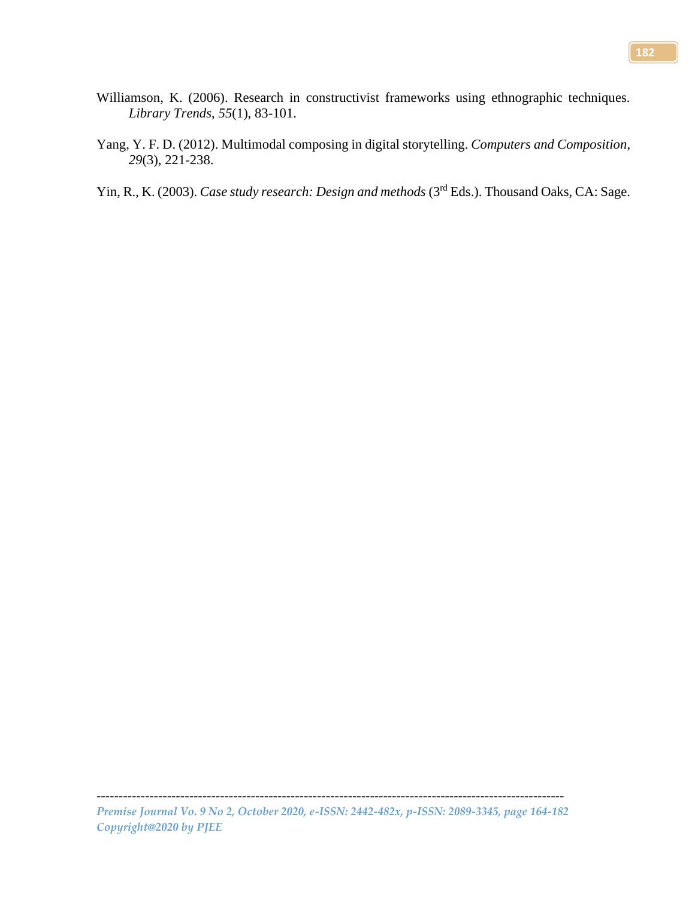Williamson, K. (2006). Research in constructivist frameworks using ethnographic techniques. *Library Trends*, *55*(1), 83-101.

Yang, Y. F. D. (2012). Multimodal composing in digital storytelling. *Computers and Composition*, *29*(3), 221-238.

Yin, R., K. (2003). *Case study research: Design and methods* (3rd Eds.). Thousand Oaks, CA: Sage.